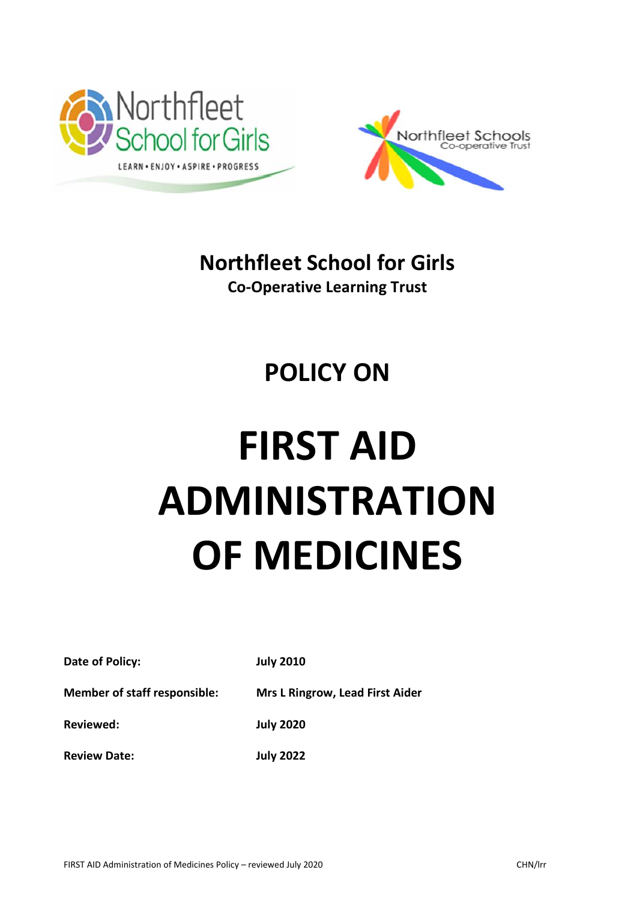# Northfleet School for Girls

**Co-Operative Learning Trust**

## POLICY ON

# FIRST AID ADMINISTRATION OF MEDICINES

| | |
|---|---|
| **Date of Policy:** | **July 2010** |
| **Member of staff responsible:** | **Mrs L Ringrow, Lead First Aider** |
| **Reviewed:** | **July 2020** |
| **Review Date:** | **July 2022** |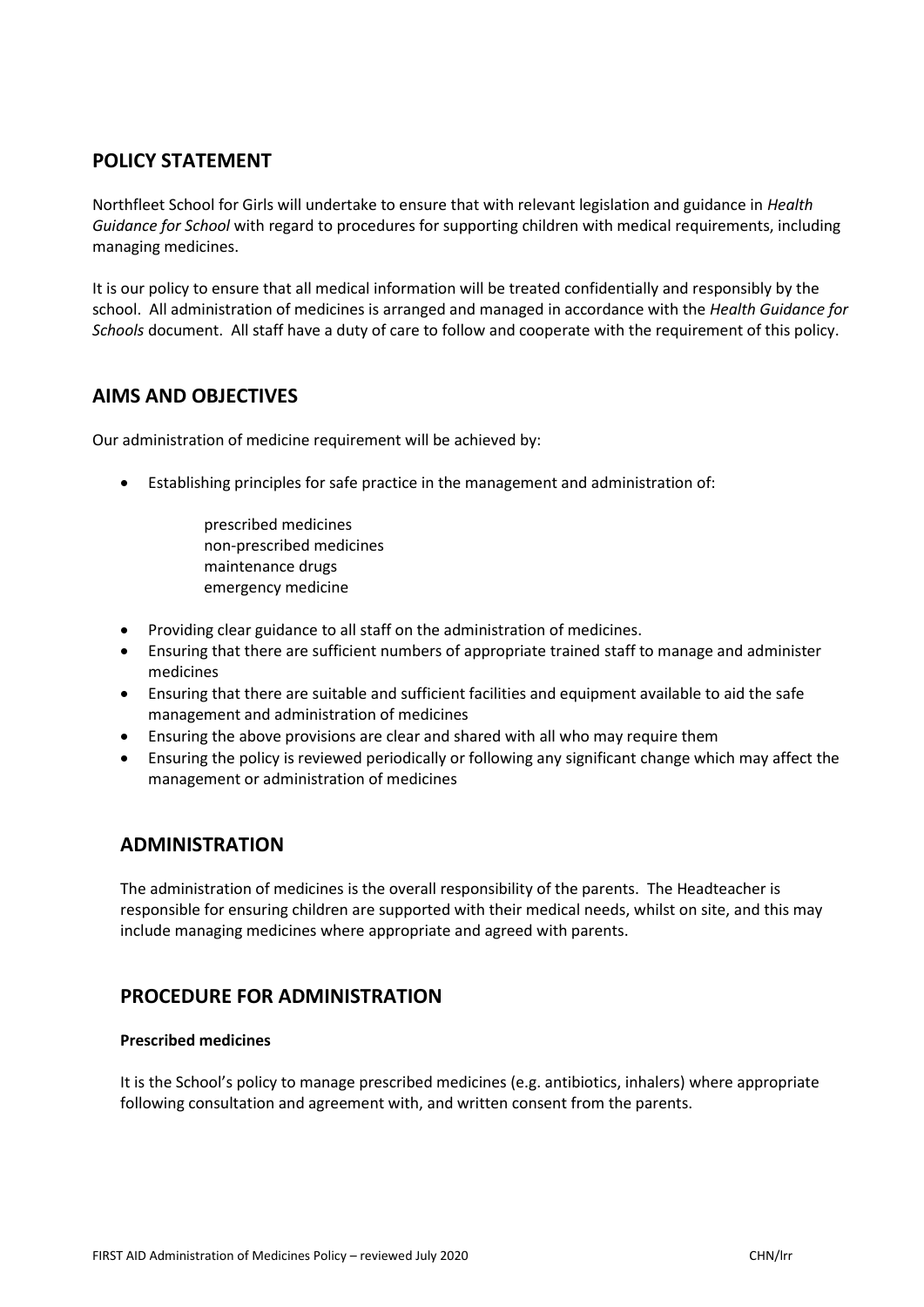## POLICY STATEMENT

Northfleet School for Girls will undertake to ensure that with relevant legislation and guidance in *Health Guidance for School* with regard to procedures for supporting children with medical requirements, including managing medicines.

It is our policy to ensure that all medical information will be treated confidentially and responsibly by the school. All administration of medicines is arranged and managed in accordance with the *Health Guidance for Schools* document. All staff have a duty of care to follow and cooperate with the requirement of this policy.

## AIMS AND OBJECTIVES

Our administration of medicine requirement will be achieved by:

- Establishing principles for safe practice in the management and administration of:

  prescribed medicines
  non-prescribed medicines
  maintenance drugs
  emergency medicine

- Providing clear guidance to all staff on the administration of medicines.
- Ensuring that there are sufficient numbers of appropriate trained staff to manage and administer medicines
- Ensuring that there are suitable and sufficient facilities and equipment available to aid the safe management and administration of medicines
- Ensuring the above provisions are clear and shared with all who may require them
- Ensuring the policy is reviewed periodically or following any significant change which may affect the management or administration of medicines

## ADMINISTRATION

The administration of medicines is the overall responsibility of the parents. The Headteacher is responsible for ensuring children are supported with their medical needs, whilst on site, and this may include managing medicines where appropriate and agreed with parents.

## PROCEDURE FOR ADMINISTRATION

**Prescribed medicines**

It is the School's policy to manage prescribed medicines (e.g. antibiotics, inhalers) where appropriate following consultation and agreement with, and written consent from the parents.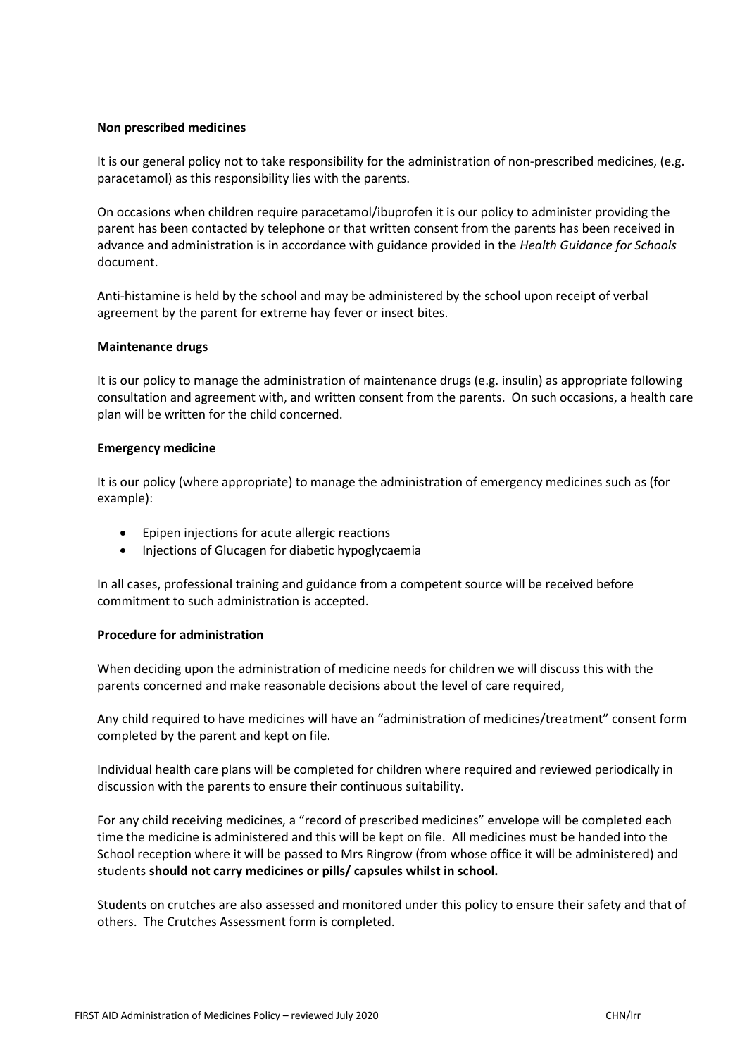**Non prescribed medicines**

It is our general policy not to take responsibility for the administration of non-prescribed medicines, (e.g. paracetamol) as this responsibility lies with the parents.

On occasions when children require paracetamol/ibuprofen it is our policy to administer providing the parent has been contacted by telephone or that written consent from the parents has been received in advance and administration is in accordance with guidance provided in the *Health Guidance for Schools* document.

Anti-histamine is held by the school and may be administered by the school upon receipt of verbal agreement by the parent for extreme hay fever or insect bites.

**Maintenance drugs**

It is our policy to manage the administration of maintenance drugs (e.g. insulin) as appropriate following consultation and agreement with, and written consent from the parents. On such occasions, a health care plan will be written for the child concerned.

**Emergency medicine**

It is our policy (where appropriate) to manage the administration of emergency medicines such as (for example):

- Epipen injections for acute allergic reactions
- Injections of Glucagen for diabetic hypoglycaemia

In all cases, professional training and guidance from a competent source will be received before commitment to such administration is accepted.

**Procedure for administration**

When deciding upon the administration of medicine needs for children we will discuss this with the parents concerned and make reasonable decisions about the level of care required,

Any child required to have medicines will have an "administration of medicines/treatment" consent form completed by the parent and kept on file.

Individual health care plans will be completed for children where required and reviewed periodically in discussion with the parents to ensure their continuous suitability.

For any child receiving medicines, a "record of prescribed medicines" envelope will be completed each time the medicine is administered and this will be kept on file. All medicines must be handed into the School reception where it will be passed to Mrs Ringrow (from whose office it will be administered) and students **should not carry medicines or pills/ capsules whilst in school.**

Students on crutches are also assessed and monitored under this policy to ensure their safety and that of others. The Crutches Assessment form is completed.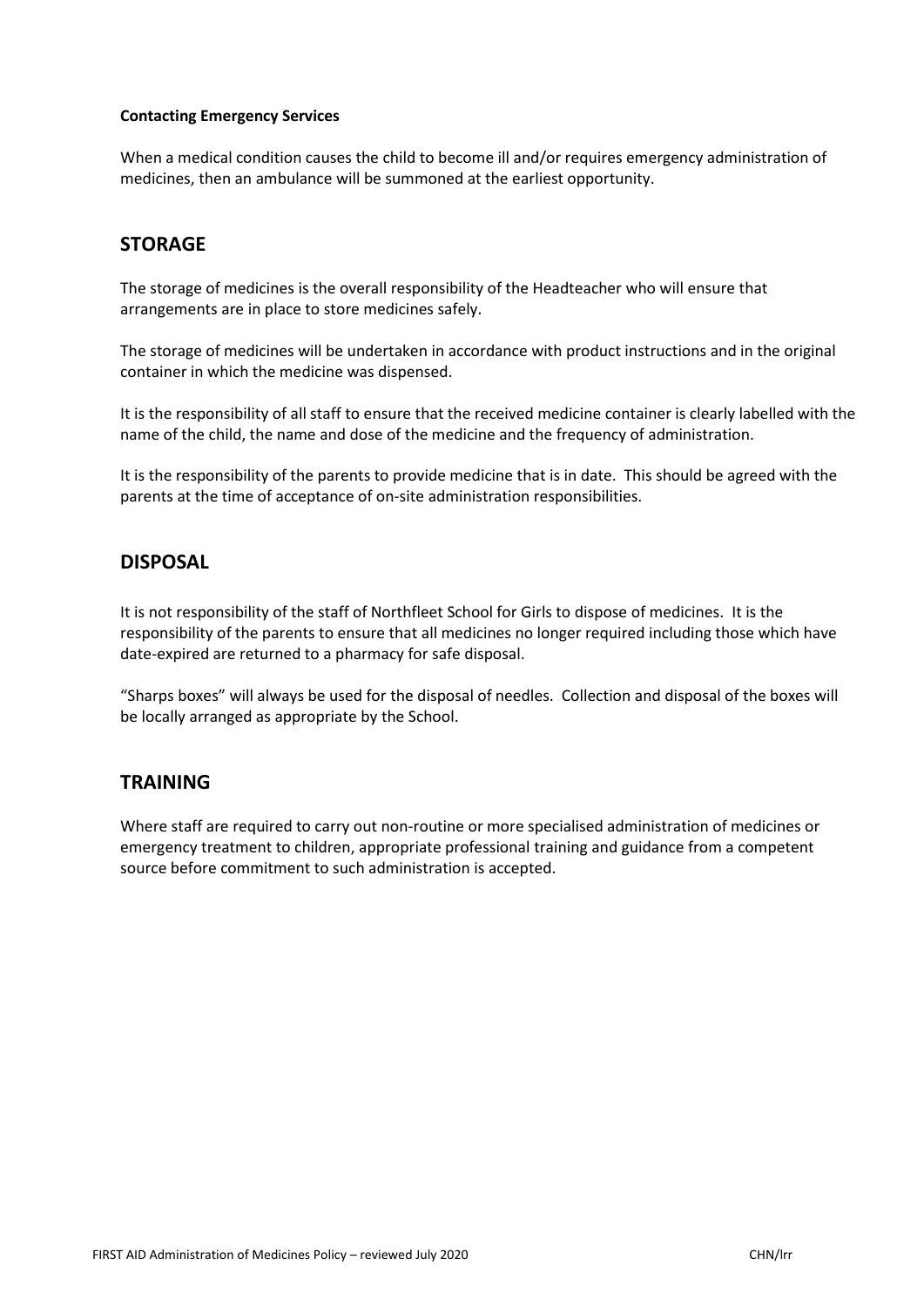**Contacting Emergency Services**

When a medical condition causes the child to become ill and/or requires emergency administration of medicines, then an ambulance will be summoned at the earliest opportunity.

## STORAGE

The storage of medicines is the overall responsibility of the Headteacher who will ensure that arrangements are in place to store medicines safely.

The storage of medicines will be undertaken in accordance with product instructions and in the original container in which the medicine was dispensed.

It is the responsibility of all staff to ensure that the received medicine container is clearly labelled with the name of the child, the name and dose of the medicine and the frequency of administration.

It is the responsibility of the parents to provide medicine that is in date. This should be agreed with the parents at the time of acceptance of on-site administration responsibilities.

## DISPOSAL

It is not responsibility of the staff of Northfleet School for Girls to dispose of medicines. It is the responsibility of the parents to ensure that all medicines no longer required including those which have date-expired are returned to a pharmacy for safe disposal.

"Sharps boxes" will always be used for the disposal of needles. Collection and disposal of the boxes will be locally arranged as appropriate by the School.

## TRAINING

Where staff are required to carry out non-routine or more specialised administration of medicines or emergency treatment to children, appropriate professional training and guidance from a competent source before commitment to such administration is accepted.